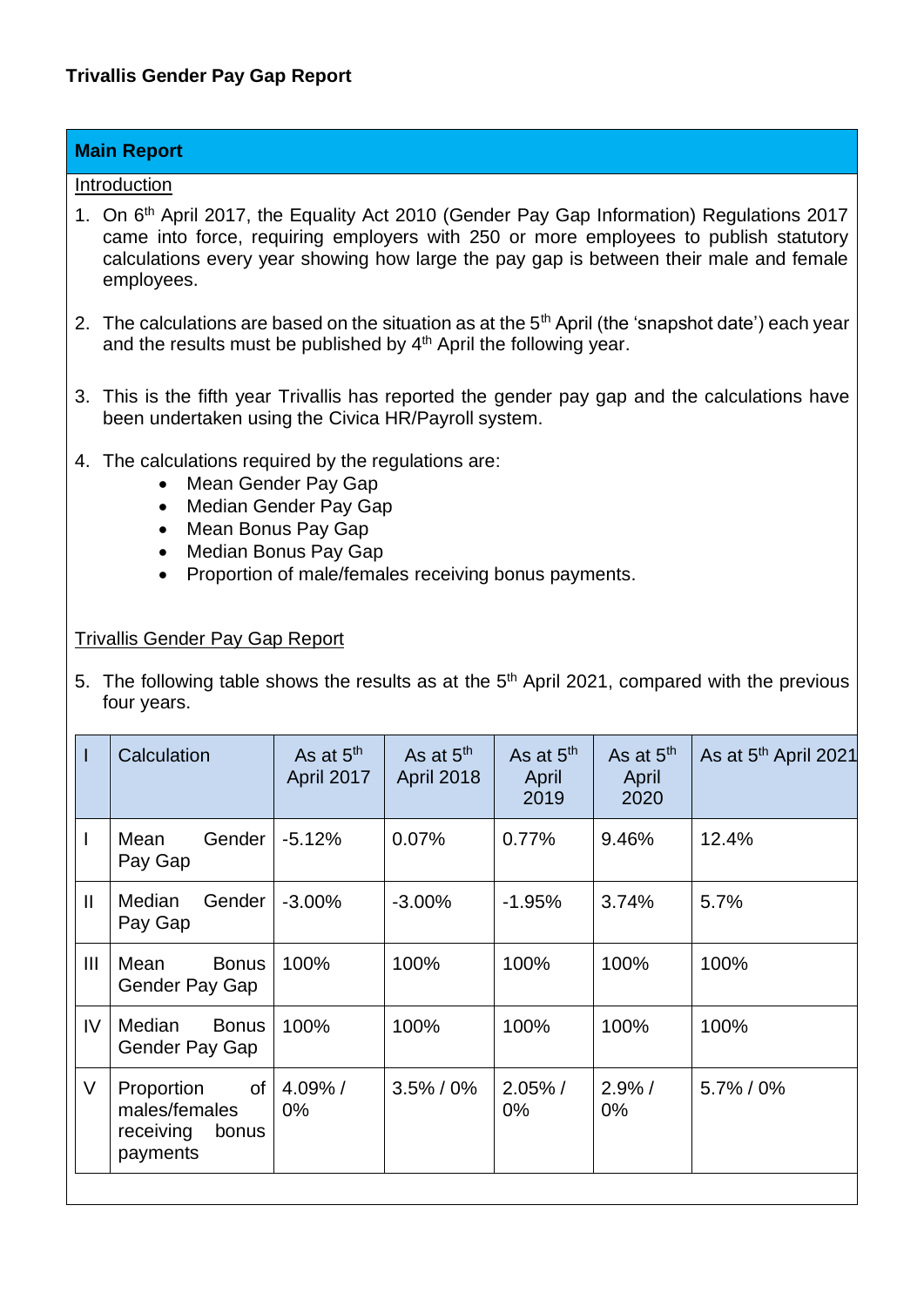**Trivallis Gender Pay Gap Report**

## Main Report

Introduction

1. On 6th April 2017, the Equality Act 2010 (Gender Pay Gap Information) Regulations 2017 came into force, requiring employers with 250 or more employees to publish statutory calculations every year showing how large the pay gap is between their male and female employees.

2. The calculations are based on the situation as at the 5th April (the 'snapshot date') each year and the results must be published by 4th April the following year.

3. This is the fifth year Trivallis has reported the gender pay gap and the calculations have been undertaken using the Civica HR/Payroll system.

4. The calculations required by the regulations are:
    - Mean Gender Pay Gap
    - Median Gender Pay Gap
    - Mean Bonus Pay Gap
    - Median Bonus Pay Gap
    - Proportion of male/females receiving bonus payments.

Trivallis Gender Pay Gap Report

5. The following table shows the results as at the 5th April 2021, compared with the previous four years.

| I | Calculation | As at 5th April 2017 | As at 5th April 2018 | As at 5th April 2019 | As at 5th April 2020 | As at 5th April 2021 |
|---|---|---|---|---|---|---|
| I | Mean Gender Pay Gap | -5.12% | 0.07% | 0.77% | 9.46% | 12.4% |
| II | Median Gender Pay Gap | -3.00% | -3.00% | -1.95% | 3.74% | 5.7% |
| III | Mean Bonus Gender Pay Gap | 100% | 100% | 100% | 100% | 100% |
| IV | Median Bonus Gender Pay Gap | 100% | 100% | 100% | 100% | 100% |
| V | Proportion of males/females receiving bonus payments | 4.09% / 0% | 3.5% / 0% | 2.05% / 0% | 2.9% / 0% | 5.7% / 0% |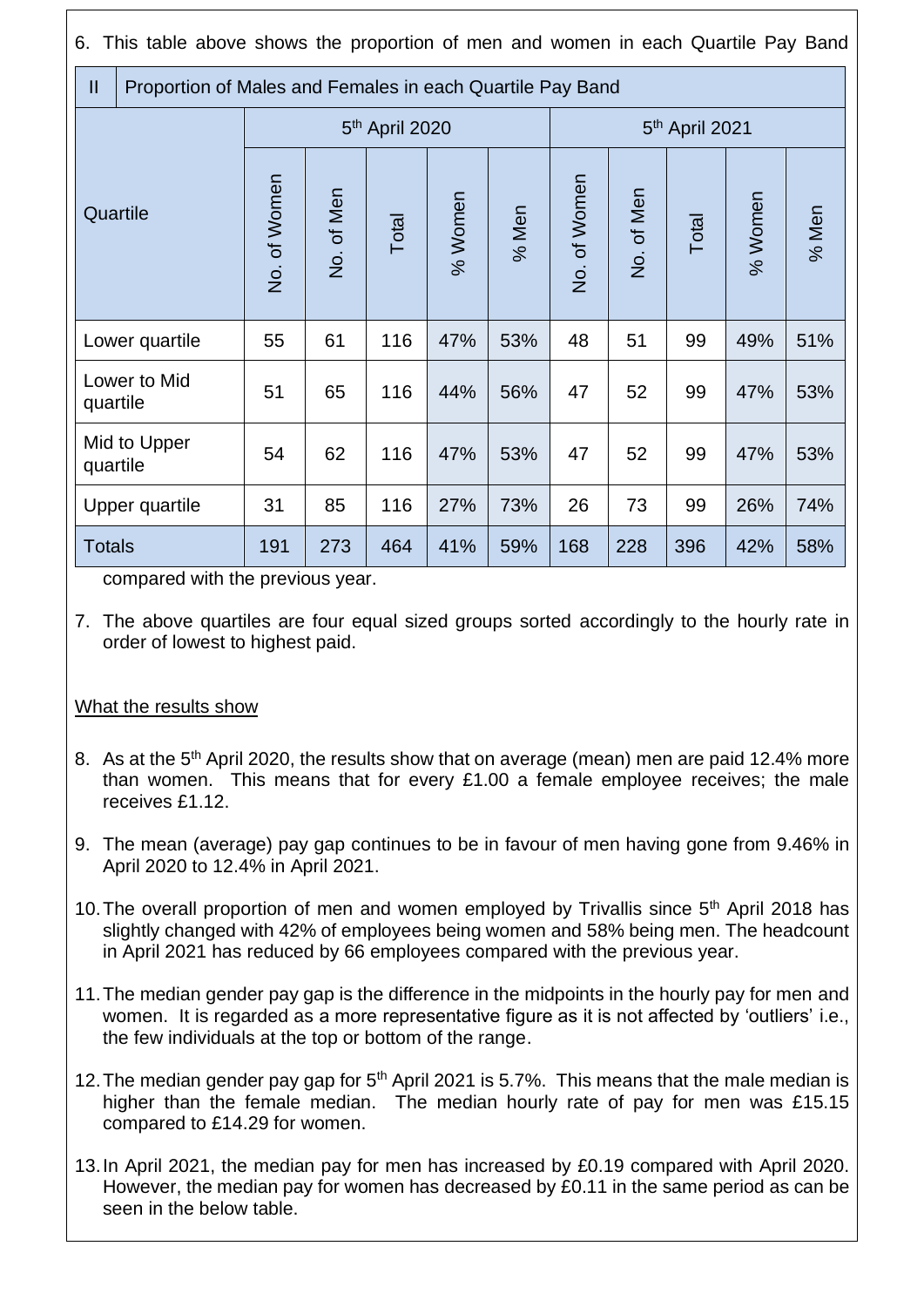6. This table above shows the proportion of men and women in each Quartile Pay Band compared with the previous year.

| II | Proportion of Males and Females in each Quartile Pay Band | | | | | | | | | |
|---|---|---|---|---|---|---|---|---|---|---|
| Quartile | 5th April 2020 | | | | | 5th April 2021 | | | | |
| | No. of Women | No. of Men | Total | % Women | % Men | No. of Women | No. of Men | Total | % Women | % Men |
| Lower quartile | 55 | 61 | 116 | 47% | 53% | 48 | 51 | 99 | 49% | 51% |
| Lower to Mid quartile | 51 | 65 | 116 | 44% | 56% | 47 | 52 | 99 | 47% | 53% |
| Mid to Upper quartile | 54 | 62 | 116 | 47% | 53% | 47 | 52 | 99 | 47% | 53% |
| Upper quartile | 31 | 85 | 116 | 27% | 73% | 26 | 73 | 99 | 26% | 74% |
| Totals | 191 | 273 | 464 | 41% | 59% | 168 | 228 | 396 | 42% | 58% |

7. The above quartiles are four equal sized groups sorted accordingly to the hourly rate in order of lowest to highest paid.

What the results show

8. As at the 5th April 2020, the results show that on average (mean) men are paid 12.4% more than women. This means that for every £1.00 a female employee receives; the male receives £1.12.

9. The mean (average) pay gap continues to be in favour of men having gone from 9.46% in April 2020 to 12.4% in April 2021.

10. The overall proportion of men and women employed by Trivallis since 5th April 2018 has slightly changed with 42% of employees being women and 58% being men. The headcount in April 2021 has reduced by 66 employees compared with the previous year.

11. The median gender pay gap is the difference in the midpoints in the hourly pay for men and women. It is regarded as a more representative figure as it is not affected by 'outliers' i.e., the few individuals at the top or bottom of the range.

12. The median gender pay gap for 5th April 2021 is 5.7%. This means that the male median is higher than the female median. The median hourly rate of pay for men was £15.15 compared to £14.29 for women.

13. In April 2021, the median pay for men has increased by £0.19 compared with April 2020. However, the median pay for women has decreased by £0.11 in the same period as can be seen in the below table.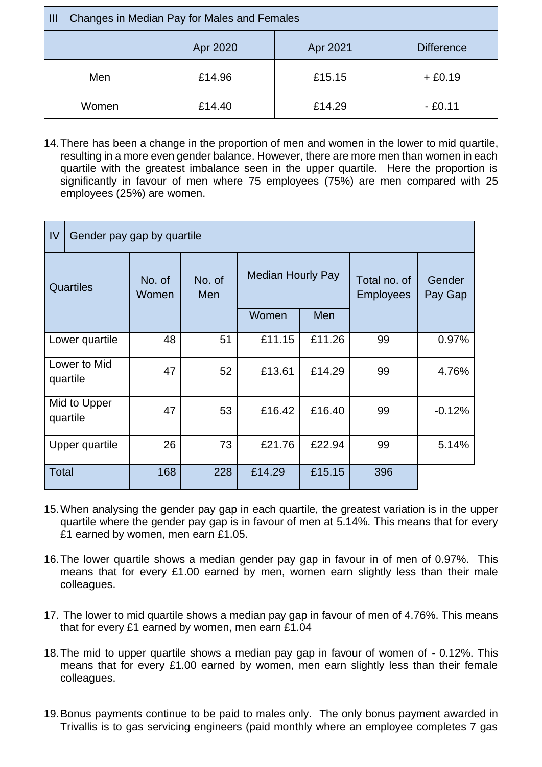| III | Changes in Median Pay for Males and Females | | |
|---|---|---|---|
| | Apr 2020 | Apr 2021 | Difference |
| Men | £14.96 | £15.15 | + £0.19 |
| Women | £14.40 | £14.29 | - £0.11 |

14. There has been a change in the proportion of men and women in the lower to mid quartile, resulting in a more even gender balance. However, there are more men than women in each quartile with the greatest imbalance seen in the upper quartile. Here the proportion is significantly in favour of men where 75 employees (75%) are men compared with 25 employees (25%) are women.

| IV Gender pay gap by quartile | | | | | | |
|---|---|---|---|---|---|---|
| Quartiles | No. of Women | No. of Men | Median Hourly Pay | | Total no. of Employees | Gender Pay Gap |
| | | | Women | Men | | |
| Lower quartile | 48 | 51 | £11.15 | £11.26 | 99 | 0.97% |
| Lower to Mid quartile | 47 | 52 | £13.61 | £14.29 | 99 | 4.76% |
| Mid to Upper quartile | 47 | 53 | £16.42 | £16.40 | 99 | -0.12% |
| Upper quartile | 26 | 73 | £21.76 | £22.94 | 99 | 5.14% |
| Total | 168 | 228 | £14.29 | £15.15 | 396 | |

15. When analysing the gender pay gap in each quartile, the greatest variation is in the upper quartile where the gender pay gap is in favour of men at 5.14%. This means that for every £1 earned by women, men earn £1.05.

16. The lower quartile shows a median gender pay gap in favour in of men of 0.97%. This means that for every £1.00 earned by men, women earn slightly less than their male colleagues.

17. The lower to mid quartile shows a median pay gap in favour of men of 4.76%. This means that for every £1 earned by women, men earn £1.04

18. The mid to upper quartile shows a median pay gap in favour of women of - 0.12%. This means that for every £1.00 earned by women, men earn slightly less than their female colleagues.

19. Bonus payments continue to be paid to males only. The only bonus payment awarded in Trivallis is to gas servicing engineers (paid monthly where an employee completes 7 gas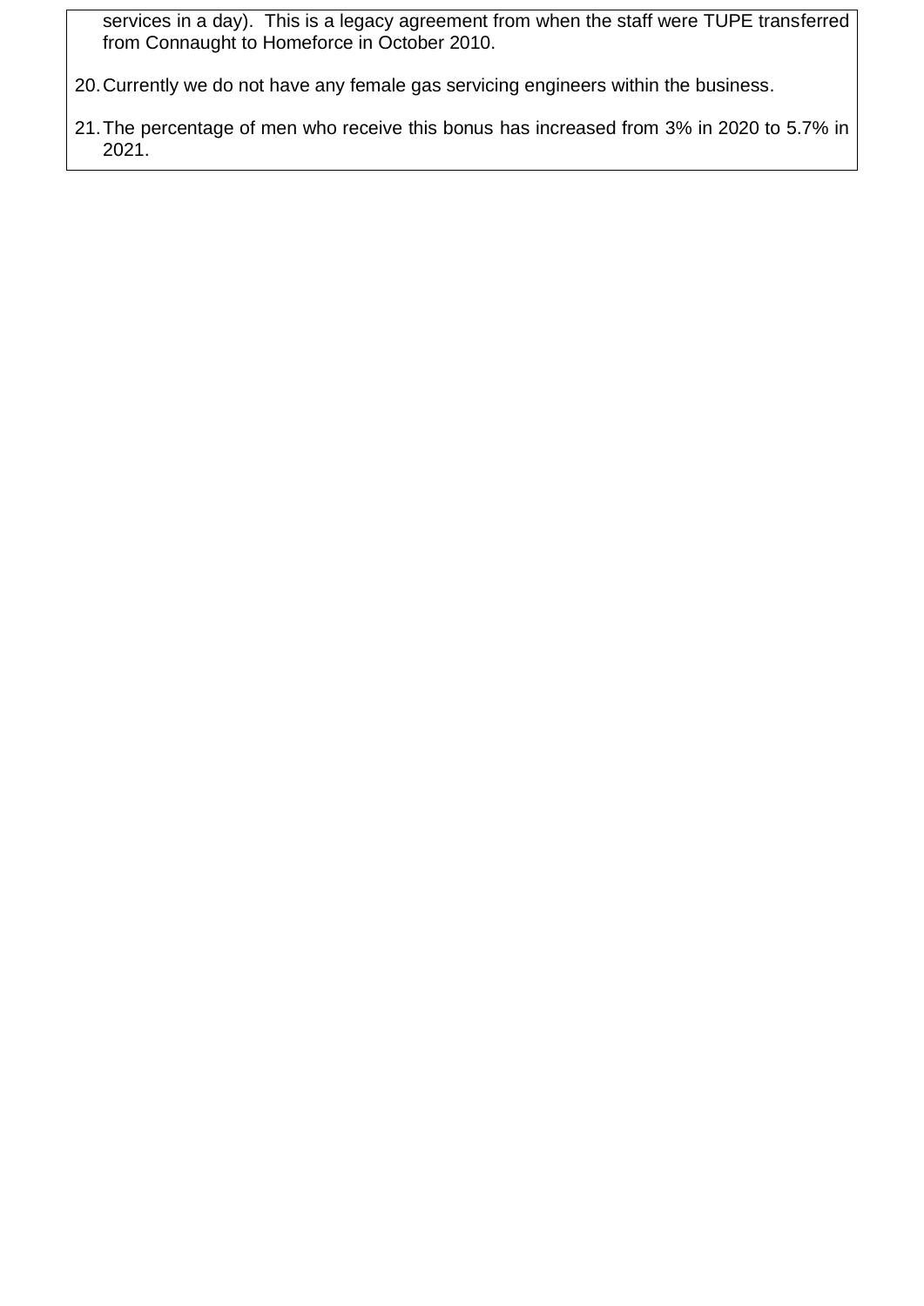services in a day). This is a legacy agreement from when the staff were TUPE transferred from Connaught to Homeforce in October 2010.

20. Currently we do not have any female gas servicing engineers within the business.

21. The percentage of men who receive this bonus has increased from 3% in 2020 to 5.7% in 2021.